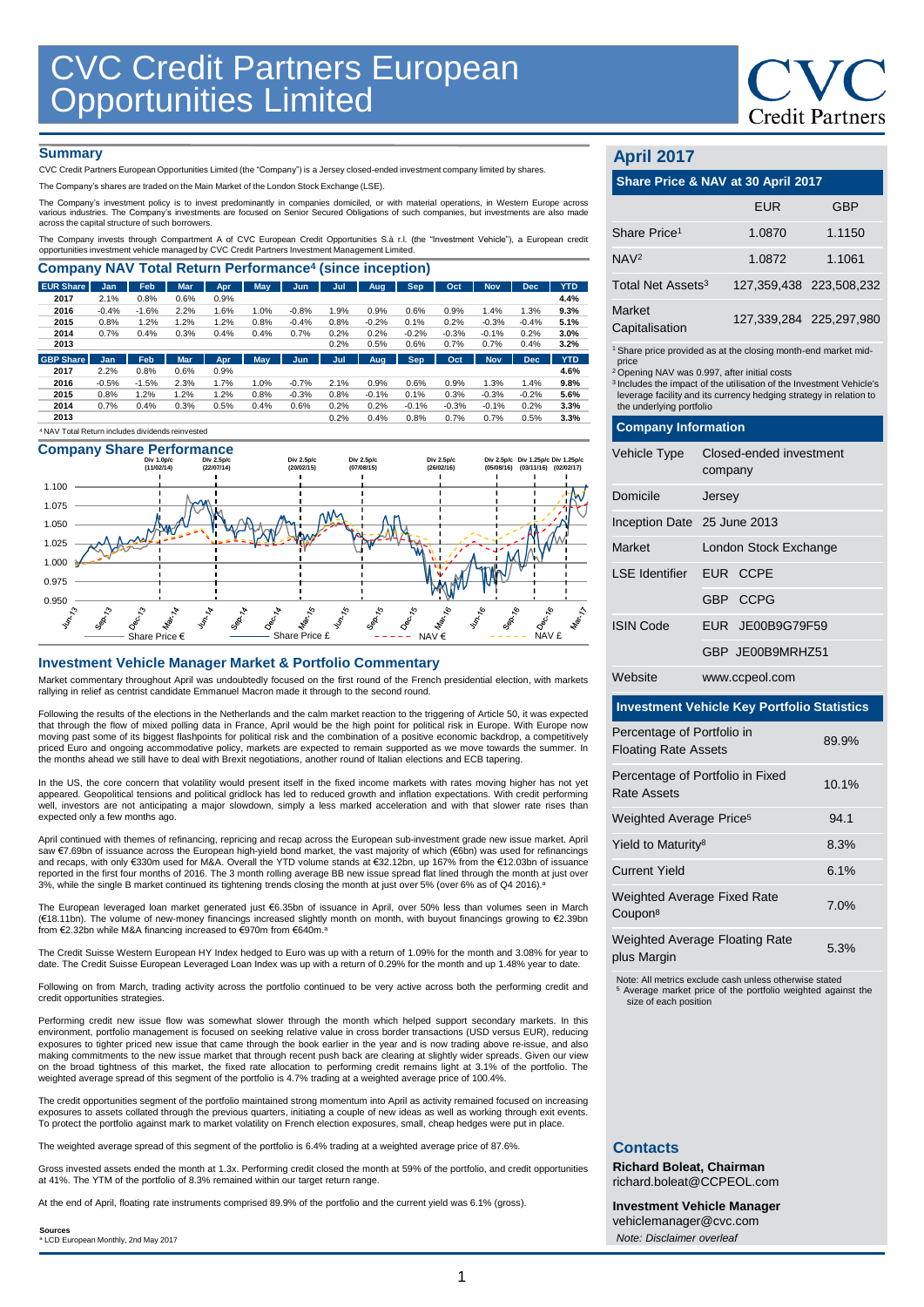# CVC Credit Partners European Opportunities Limited

## Summary

CVC Credit Partners European Opportunities Limited (the "Company") is a Jersey closed-ended investment company limited by shares.

The Company's shares are traded on the Main Market of the London Stock Exchange (LSE).

The Company's investment policy is to invest predominantly in companies domiciled, or with material operations, in Western Europe across various industries. The Company's investments are focused on Senior Secured Obligations of such companies, but investments are also made across the capital structure of such borrowers.

The Company invests through Compartment A of CVC European Credit Opportunities S.à r.l. (the "Investment Vehicle"), a European credit opportunities investment vehicle managed by CVC Credit Partners Investment Management Limited.

## Company NAV Total Return Performance[4] (since inception)

| EUR Share | Jan | Feb | Mar | Apr | May | Jun | Jul | Aug | Sep | Oct | Nov | Dec | YTD |
|---|---|---|---|---|---|---|---|---|---|---|---|---|---|
| 2017 | 2.1% | 0.8% | 0.6% | 0.9% | | | | | | | | | 4.4% |
| 2016 | -0.4% | -1.6% | 2.2% | 1.6% | 1.0% | -0.8% | 1.9% | 0.9% | 0.6% | 0.9% | 1.4% | 1.3% | 9.3% |
| 2015 | 0.8% | 1.2% | 1.2% | 1.2% | 0.8% | -0.4% | 0.8% | -0.2% | 0.1% | 0.2% | -0.3% | -0.4% | 5.1% |
| 2014 | 0.7% | 0.4% | 0.3% | 0.4% | 0.4% | 0.7% | 0.2% | 0.2% | -0.2% | -0.3% | -0.1% | 0.2% | 3.0% |
| 2013 | | | | | | | 0.2% | 0.5% | 0.6% | 0.7% | 0.7% | 0.4% | 3.2% |

| GBP Share | Jan | Feb | Mar | Apr | May | Jun | Jul | Aug | Sep | Oct | Nov | Dec | YTD |
|---|---|---|---|---|---|---|---|---|---|---|---|---|---|
| 2017 | 2.2% | 0.8% | 0.6% | 0.9% | | | | | | | | | 4.6% |
| 2016 | -0.5% | -1.5% | 2.3% | 1.7% | 1.0% | -0.7% | 2.1% | 0.9% | 0.6% | 0.9% | 1.3% | 1.4% | 9.8% |
| 2015 | 0.8% | 1.2% | 1.2% | 1.2% | 0.8% | -0.3% | 0.8% | -0.1% | 0.1% | 0.3% | -0.3% | -0.2% | 5.6% |
| 2014 | 0.7% | 0.4% | 0.3% | 0.5% | 0.4% | 0.6% | 0.2% | 0.2% | -0.1% | -0.3% | -0.1% | 0.2% | 3.3% |
| 2013 | | | | | | | 0.2% | 0.4% | 0.8% | 0.7% | 0.7% | 0.5% | 3.3% |

[4] NAV Total Return includes dividends reinvested

## Company Share Performance

Div 1.0p/c (11/02/14); Div 2.5p/c (22/07/14); Div 2.5p/c (20/02/15); Div 2.5p/c (07/08/15); Div 2.5p/c (26/02/16); Div 2.5p/c (05/08/16); Div 1.25p/c (03/11/16); Div 1.25p/c (02/02/17)

Share Price € — Share Price £ — NAV € — NAV £

## Investment Vehicle Manager Market & Portfolio Commentary

Market commentary throughout April was undoubtedly focused on the first round of the French presidential election, with markets rallying in relief as centrist candidate Emmanuel Macron made it through to the second round.

Following the results of the elections in the Netherlands and the calm market reaction to the triggering of Article 50, it was expected that through the flow of mixed polling data in France, April would be the high point for political risk in Europe. With Europe now moving past some of its biggest flashpoints for political risk and the combination of a positive economic backdrop, a competitively priced Euro and ongoing accommodative policy, markets are expected to remain supported as we move towards the summer. In the months ahead we still have to deal with Brexit negotiations, another round of Italian elections and ECB tapering.

In the US, the core concern that volatility would present itself in the fixed income markets with rates moving higher has not yet appeared. Geopolitical tensions and political gridlock has led to reduced growth and inflation expectations. With credit performing well, investors are not anticipating a major slowdown, simply a less marked acceleration and with that slower rate rises than expected only a few months ago.

April continued with themes of refinancing, repricing and recap across the European sub-investment grade new issue market. April saw €7.69bn of issuance across the European high-yield bond market, the vast majority of which (€6bn) was used for refinancings and recaps, with only €330m used for M&A. Overall the YTD volume stands at €32.12bn, up 167% from the €12.03bn of issuance reported in the first four months of 2016. The 3 month rolling average BB new issue spread flat lined through the month at just over 3%, while the single B market continued its tightening trends closing the month at just over 5% (over 6% as of Q4 2016).[a]

The European leveraged loan market generated just €6.35bn of issuance in April, over 50% less than volumes seen in March (€18.11bn). The volume of new-money financings increased slightly month on month, with buyout financings growing to €2.39bn from €2.32bn while M&A financing increased to €970m from €640m.[a]

The Credit Suisse Western European HY Index hedged to Euro was up with a return of 1.09% for the month and 3.08% for year to date. The Credit Suisse European Leveraged Loan Index was up with a return of 0.29% for the month and up 1.48% year to date.

Following on from March, trading activity across the portfolio continued to be very active across both the performing credit and credit opportunities strategies.

Performing credit new issue flow was somewhat slower through the month which helped support secondary markets. In this environment, portfolio management is focused on seeking relative value in cross border transactions (USD versus EUR), reducing exposures to tighter priced new issue that came through the book earlier in the year and is now trading above re-issue, and also making commitments to the new issue market that through recent push back are clearing at slightly wider spreads. Given our view on the broad tightness of this market, the fixed rate allocation to performing credit remains light at 3.1% of the portfolio. The weighted average spread of this segment of the portfolio is 4.7% trading at a weighted average price of 100.4%.

The credit opportunities segment of the portfolio maintained strong momentum into April as activity remained focused on increasing exposures to assets collated through the previous quarters, initiating a couple of new ideas as well as working through exit events. To protect the portfolio against mark to market volatility on French election exposures, small, cheap hedges were put in place.

The weighted average spread of this segment of the portfolio is 6.4% trading at a weighted average price of 87.6%.

Gross invested assets ended the month at 1.3x. Performing credit closed the month at 59% of the portfolio, and credit opportunities at 41%. The YTM of the portfolio of 8.3% remained within our target return range.

At the end of April, floating rate instruments comprised 89.9% of the portfolio and the current yield was 6.1% (gross).

**Sources**
[a] LCD European Monthly, 2nd May 2017

## April 2017

### Share Price & NAV at 30 April 2017

| | EUR | GBP |
|---|---|---|
| Share Price[1] | 1.0870 | 1.1150 |
| NAV[2] | 1.0872 | 1.1061 |
| Total Net Assets[3] | 127,359,438 | 223,508,232 |
| Market Capitalisation | 127,339,284 | 225,297,980 |

[1] Share price provided as at the closing month-end market mid-price
[2] Opening NAV was 0.997, after initial costs
[3] Includes the impact of the utilisation of the Investment Vehicle's leverage facility and its currency hedging strategy in relation to the underlying portfolio

### Company Information

| | |
|---|---|
| Vehicle Type | Closed-ended investment company |
| Domicile | Jersey |
| Inception Date | 25 June 2013 |
| Market | London Stock Exchange |
| LSE Identifier | EUR CCPE |
| | GBP CCPG |
| ISIN Code | EUR JE00B9G79F59 |
| | GBP JE00B9MRHZ51 |
| Website | www.ccpeol.com |

### Investment Vehicle Key Portfolio Statistics

| | |
|---|---|
| Percentage of Portfolio in Floating Rate Assets | 89.9% |
| Percentage of Portfolio in Fixed Rate Assets | 10.1% |
| Weighted Average Price[5] | 94.1 |
| Yield to Maturity[8] | 8.3% |
| Current Yield | 6.1% |
| Weighted Average Fixed Rate Coupon[8] | 7.0% |
| Weighted Average Floating Rate plus Margin | 5.3% |

Note: All metrics exclude cash unless otherwise stated
[5] Average market price of the portfolio weighted against the size of each position

## Contacts

**Richard Boleat, Chairman**
richard.boleat@CCPEOL.com

**Investment Vehicle Manager**
vehiclemanager@cvc.com

*Note: Disclaimer overleaf*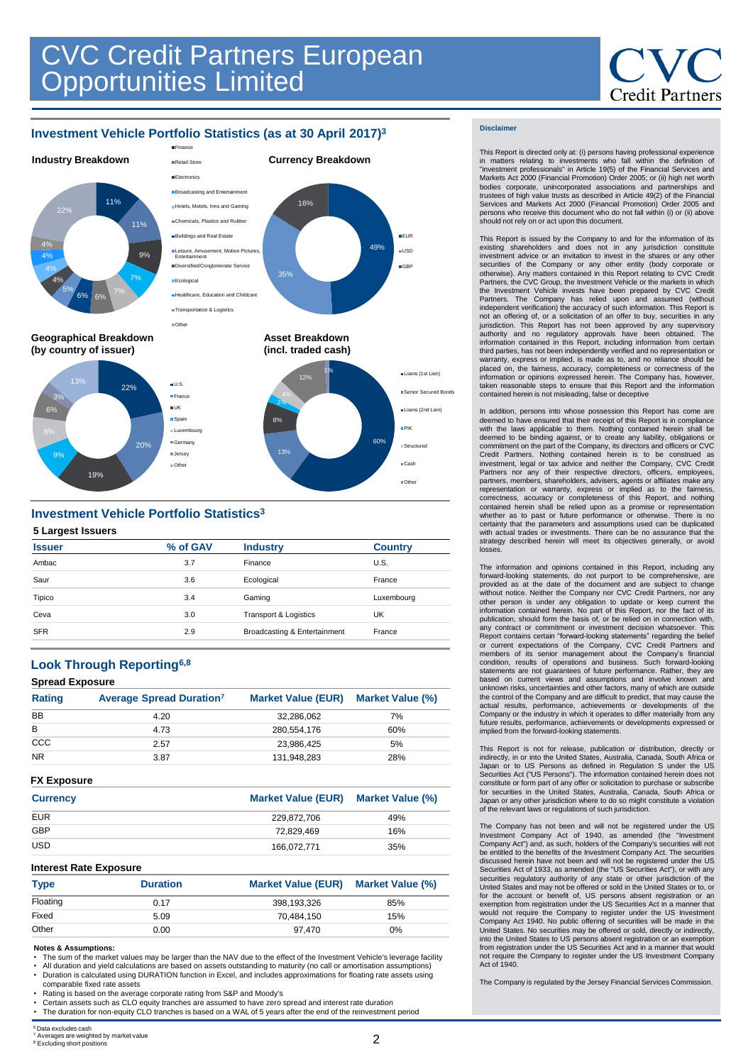# CVC Credit Partners European Opportunities Limited

## Investment Vehicle Portfolio Statistics (as at 30 April 2017)[3]

### Industry Breakdown

11%
11%
9%
7%
7%
6%
6%
5%
4%
4%
4%
4%
22%

Finance
Retail Store
Electronics
Broadcasting and Entertainment
Hotels, Motels, Inns and Gaming
Chemicals, Plastics and Rubber
Buildings and Real Estate
Leisure, Amusement, Motion Pictures, Entertainment
Diversified/Conglomerate Service
Ecological
Healthcare, Education and Childcare
Transportation & Logistics
Other

### Currency Breakdown

49%
35%
16%

EUR
USD
GBP

### Geographical Breakdown (by country of issuer)

22%
20%
19%
9%
8%
6%
3%
13%

U.S.
France
UK
Spain
Luxembourg
Germany
Jersey
Other

### Asset Breakdown (incl. traded cash)

60%
13%
8%
2%
4%
12%
1%

Loans (1st Lien)
Senior Secured Bonds
Loans (2nd Lien)
PIK
Structured
Cash
Other

## Investment Vehicle Portfolio Statistics[3]

### 5 Largest Issuers

| Issuer | % of GAV | Industry | Country |
|---|---|---|---|
| Ambac | 3.7 | Finance | U.S. |
| Saur | 3.6 | Ecological | France |
| Tipico | 3.4 | Gaming | Luxembourg |
| Ceva | 3.0 | Transport & Logistics | UK |
| SFR | 2.9 | Broadcasting & Entertainment | France |

## Look Through Reporting[6,8]

### Spread Exposure

| Rating | Average Spread Duration[7] | Market Value (EUR) | Market Value (%) |
|---|---|---|---|
| BB | 4.20 | 32,286,062 | 7% |
| B | 4.73 | 280,554,176 | 60% |
| CCC | 2.57 | 23,986,425 | 5% |
| NR | 3.87 | 131,948,283 | 28% |

### FX Exposure

| Currency | Market Value (EUR) | Market Value (%) |
|---|---|---|
| EUR | 229,872,706 | 49% |
| GBP | 72,829,469 | 16% |
| USD | 166,072,771 | 35% |

### Interest Rate Exposure

| Type | Duration | Market Value (EUR) | Market Value (%) |
|---|---|---|---|
| Floating | 0.17 | 398,193,326 | 85% |
| Fixed | 5.09 | 70,484,150 | 15% |
| Other | 0.00 | 97,470 | 0% |

**Notes & Assumptions:**

- The sum of the market values may be larger than the NAV due to the effect of the Investment Vehicle's leverage facility
- All duration and yield calculations are based on assets outstanding to maturity (no call or amortisation assumptions)
- Duration is calculated using DURATION function in Excel, and includes approximations for floating rate assets using comparable fixed rate assets
- Rating is based on the average corporate rating from S&P and Moody's
- Certain assets such as CLO equity tranches are assumed to have zero spread and interest rate duration
- The duration for non-equity CLO tranches is based on a WAL of 5 years after the end of the reinvestment period

#### Disclaimer

This Report is directed only at: (i) persons having professional experience in matters relating to investments who fall within the definition of "investment professionals" in Article 19(5) of the Financial Services and Markets Act 2000 (Financial Promotion) Order 2005; or (ii) high net worth bodies corporate, unincorporated associations and partnerships and trustees of high value trusts as described in Article 49(2) of the Financial Services and Markets Act 2000 (Financial Promotion) Order 2005 and persons who receive this document who do not fall within (i) or (ii) above should not rely on or act upon this document.

This Report is issued by the Company to and for the information of its existing shareholders and does not in any jurisdiction constitute investment advice or an invitation to invest in the shares or any other securities of the Company or any other entity (body corporate or otherwise). Any matters contained in this Report relating to CVC Credit Partners, the CVC Group, the Investment Vehicle or the markets in which the Investment Vehicle invests have been prepared by CVC Credit Partners. The Company has relied upon and assumed (without independent verification) the accuracy of such information. This Report is not an offering of, or a solicitation of an offer to buy, securities in any jurisdiction. This Report has not been approved by any supervisory authority and no regulatory approvals have been obtained. The information contained in this Report, including information from certain third parties, has not been independently verified and no representation or warranty, express or implied, is made as to, and no reliance should be placed on, the fairness, accuracy, completeness or correctness of the information or opinions expressed herein. The Company has, however, taken reasonable steps to ensure that this Report and the information contained herein is not misleading, false or deceptive

In addition, persons into whose possession this Report has come are deemed to have ensured that their receipt of this Report is in compliance with the laws applicable to them. Nothing contained herein shall be deemed to be binding against, or to create any liability, obligations or commitment on the part of the Company, its directors and officers or CVC Credit Partners. Nothing contained herein is to be construed as investment, legal or tax advice and neither the Company, CVC Credit Partners nor any of their respective directors, officers, employees, partners, members, shareholders, advisers, agents or affiliates make any representation or warranty, express or implied as to the fairness, correctness, accuracy or completeness of this Report, and nothing contained herein shall be relied upon as a promise or representation whether as to past or future performance or otherwise. There is no certainty that the parameters and assumptions used can be duplicated with actual trades or investments. There can be no assurance that the strategy described herein will meet its objectives generally, or avoid losses.

The information and opinions contained in this Report, including any forward-looking statements, do not purport to be comprehensive, are provided as at the date of the document and are subject to change without notice. Neither the Company nor CVC Credit Partners, nor any other person is under any obligation to update or keep current the information contained herein. No part of this Report, nor the fact of its publication, should form the basis of, or be relied on in connection with, any contract or commitment or investment decision whatsoever. This Report contains certain "forward-looking statements" regarding the belief or current expectations of the Company, CVC Credit Partners and members of its senior management about the Company's financial condition, results of operations and business. Such forward-looking statements are not guarantees of future performance. Rather, they are based on current views and assumptions and involve known and unknown risks, uncertainties and other factors, many of which are outside the control of the Company and are difficult to predict, that may cause the actual results, performance, achievements or developments of the Company or the industry in which it operates to differ materially from any future results, performance, achievements or developments expressed or implied from the forward-looking statements.

This Report is not for release, publication or distribution, directly or indirectly, in or into the United States, Australia, Canada, South Africa or Japan or to US Persons as defined in Regulation S under the US Securities Act ("US Persons"). The information contained herein does not constitute or form part of any offer or solicitation to purchase or subscribe for securities in the United States, Australia, Canada, South Africa or Japan or any other jurisdiction where to do so might constitute a violation of the relevant laws or regulations of such jurisdiction.

The Company has not been and will not be registered under the US Investment Company Act of 1940, as amended (the "Investment Company Act") and, as such, holders of the Company's securities will not be entitled to the benefits of the Investment Company Act. The securities discussed herein have not been and will not be registered under the US Securities Act of 1933, as amended (the "US Securities Act"), or with any securities regulatory authority of any state or other jurisdiction of the United States and may not be offered or sold in the United States or to, or for the account or benefit of, US persons absent registration or an exemption from registration under the US Securities Act in a manner that would not require the Company to register under the US Investment Company Act 1940. No public offering of securities will be made in the United States. No securities may be offered or sold, directly or indirectly, into the United States to US persons absent registration or an exemption from registration under the US Securities Act and in a manner that would not require the Company to register under the US Investment Company Act of 1940.

The Company is regulated by the Jersey Financial Services Commission.

[6] Data excludes cash
[7] Averages are weighted by market value
[8] Excluding short positions